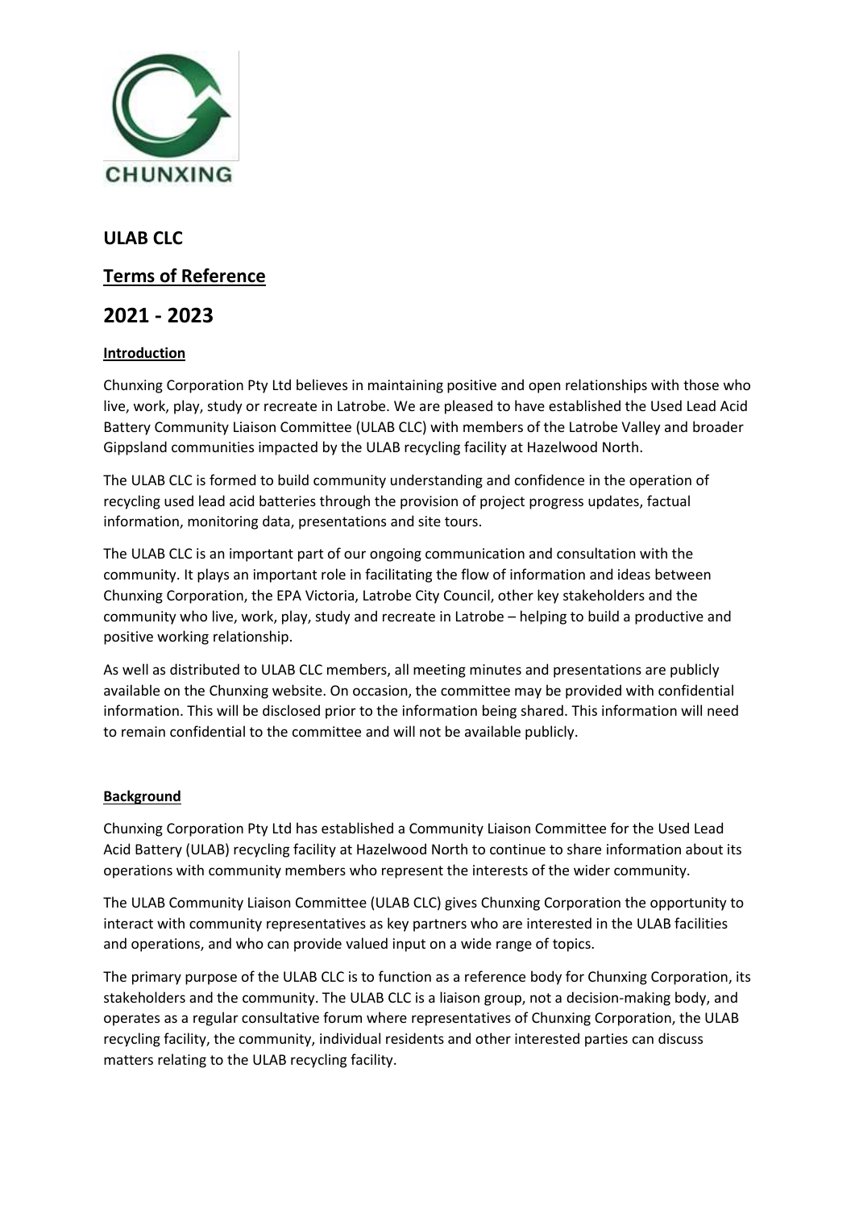CHUNXING

## ULAB CLC

## Terms of Reference

# 2021 - 2023

### Introduction

Chunxing Corporation Pty Ltd believes in maintaining positive and open relationships with those who live, work, play, study or recreate in Latrobe. We are pleased to have established the Used Lead Acid Battery Community Liaison Committee (ULAB CLC) with members of the Latrobe Valley and broader Gippsland communities impacted by the ULAB recycling facility at Hazelwood North.

The ULAB CLC is formed to build community understanding and confidence in the operation of recycling used lead acid batteries through the provision of project progress updates, factual information, monitoring data, presentations and site tours.

The ULAB CLC is an important part of our ongoing communication and consultation with the community. It plays an important role in facilitating the flow of information and ideas between Chunxing Corporation, the EPA Victoria, Latrobe City Council, other key stakeholders and the community who live, work, play, study and recreate in Latrobe – helping to build a productive and positive working relationship.

As well as distributed to ULAB CLC members, all meeting minutes and presentations are publicly available on the Chunxing website. On occasion, the committee may be provided with confidential information. This will be disclosed prior to the information being shared. This information will need to remain confidential to the committee and will not be available publicly.

### Background

Chunxing Corporation Pty Ltd has established a Community Liaison Committee for the Used Lead Acid Battery (ULAB) recycling facility at Hazelwood North to continue to share information about its operations with community members who represent the interests of the wider community.

The ULAB Community Liaison Committee (ULAB CLC) gives Chunxing Corporation the opportunity to interact with community representatives as key partners who are interested in the ULAB facilities and operations, and who can provide valued input on a wide range of topics.

The primary purpose of the ULAB CLC is to function as a reference body for Chunxing Corporation, its stakeholders and the community. The ULAB CLC is a liaison group, not a decision-making body, and operates as a regular consultative forum where representatives of Chunxing Corporation, the ULAB recycling facility, the community, individual residents and other interested parties can discuss matters relating to the ULAB recycling facility.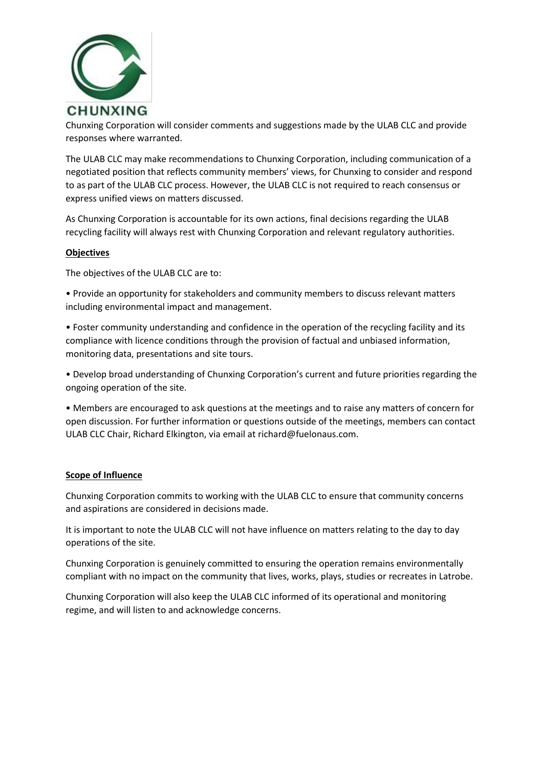Chunxing Corporation will consider comments and suggestions made by the ULAB CLC and provide responses where warranted.

The ULAB CLC may make recommendations to Chunxing Corporation, including communication of a negotiated position that reflects community members' views, for Chunxing to consider and respond to as part of the ULAB CLC process. However, the ULAB CLC is not required to reach consensus or express unified views on matters discussed.

As Chunxing Corporation is accountable for its own actions, final decisions regarding the ULAB recycling facility will always rest with Chunxing Corporation and relevant regulatory authorities.

**Objectives**

The objectives of the ULAB CLC are to:

- Provide an opportunity for stakeholders and community members to discuss relevant matters including environmental impact and management.
- Foster community understanding and confidence in the operation of the recycling facility and its compliance with licence conditions through the provision of factual and unbiased information, monitoring data, presentations and site tours.
- Develop broad understanding of Chunxing Corporation's current and future priorities regarding the ongoing operation of the site.
- Members are encouraged to ask questions at the meetings and to raise any matters of concern for open discussion. For further information or questions outside of the meetings, members can contact ULAB CLC Chair, Richard Elkington, via email at richard@fuelonaus.com.

**Scope of Influence**

Chunxing Corporation commits to working with the ULAB CLC to ensure that community concerns and aspirations are considered in decisions made.

It is important to note the ULAB CLC will not have influence on matters relating to the day to day operations of the site.

Chunxing Corporation is genuinely committed to ensuring the operation remains environmentally compliant with no impact on the community that lives, works, plays, studies or recreates in Latrobe.

Chunxing Corporation will also keep the ULAB CLC informed of its operational and monitoring regime, and will listen to and acknowledge concerns.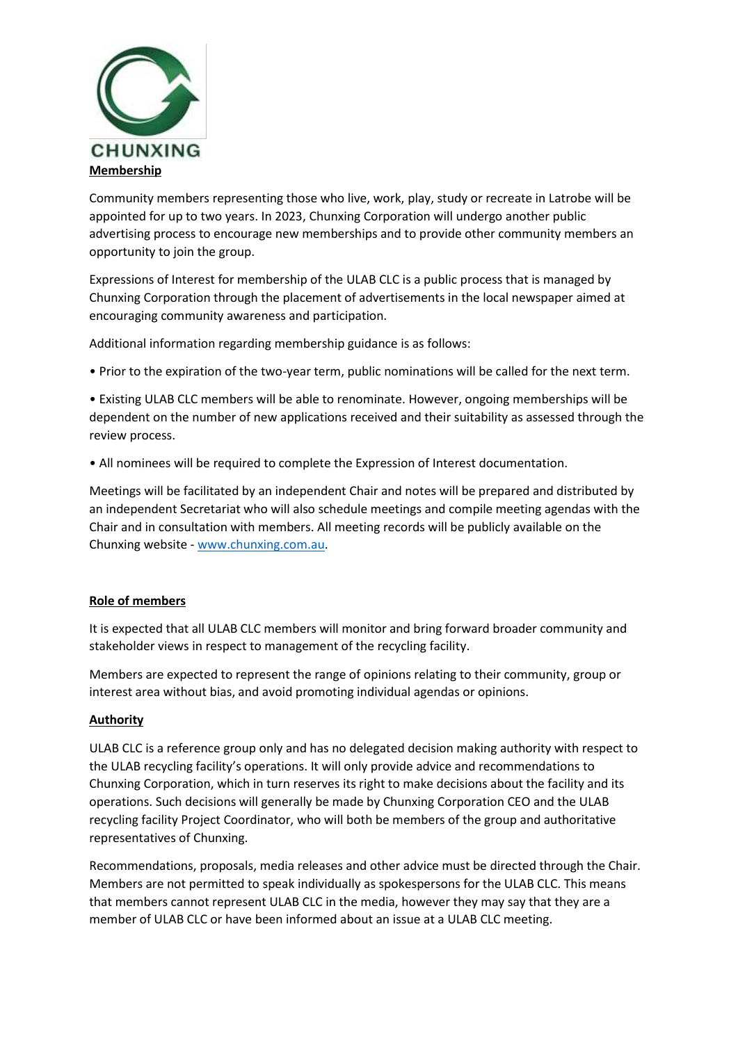**Membership**

Community members representing those who live, work, play, study or recreate in Latrobe will be appointed for up to two years. In 2023, Chunxing Corporation will undergo another public advertising process to encourage new memberships and to provide other community members an opportunity to join the group.

Expressions of Interest for membership of the ULAB CLC is a public process that is managed by Chunxing Corporation through the placement of advertisements in the local newspaper aimed at encouraging community awareness and participation.

Additional information regarding membership guidance is as follows:

- Prior to the expiration of the two-year term, public nominations will be called for the next term.
- Existing ULAB CLC members will be able to renominate. However, ongoing memberships will be dependent on the number of new applications received and their suitability as assessed through the review process.
- All nominees will be required to complete the Expression of Interest documentation.

Meetings will be facilitated by an independent Chair and notes will be prepared and distributed by an independent Secretariat who will also schedule meetings and compile meeting agendas with the Chair and in consultation with members. All meeting records will be publicly available on the Chunxing website - www.chunxing.com.au.

**Role of members**

It is expected that all ULAB CLC members will monitor and bring forward broader community and stakeholder views in respect to management of the recycling facility.

Members are expected to represent the range of opinions relating to their community, group or interest area without bias, and avoid promoting individual agendas or opinions.

**Authority**

ULAB CLC is a reference group only and has no delegated decision making authority with respect to the ULAB recycling facility's operations. It will only provide advice and recommendations to Chunxing Corporation, which in turn reserves its right to make decisions about the facility and its operations. Such decisions will generally be made by Chunxing Corporation CEO and the ULAB recycling facility Project Coordinator, who will both be members of the group and authoritative representatives of Chunxing.

Recommendations, proposals, media releases and other advice must be directed through the Chair. Members are not permitted to speak individually as spokespersons for the ULAB CLC. This means that members cannot represent ULAB CLC in the media, however they may say that they are a member of ULAB CLC or have been informed about an issue at a ULAB CLC meeting.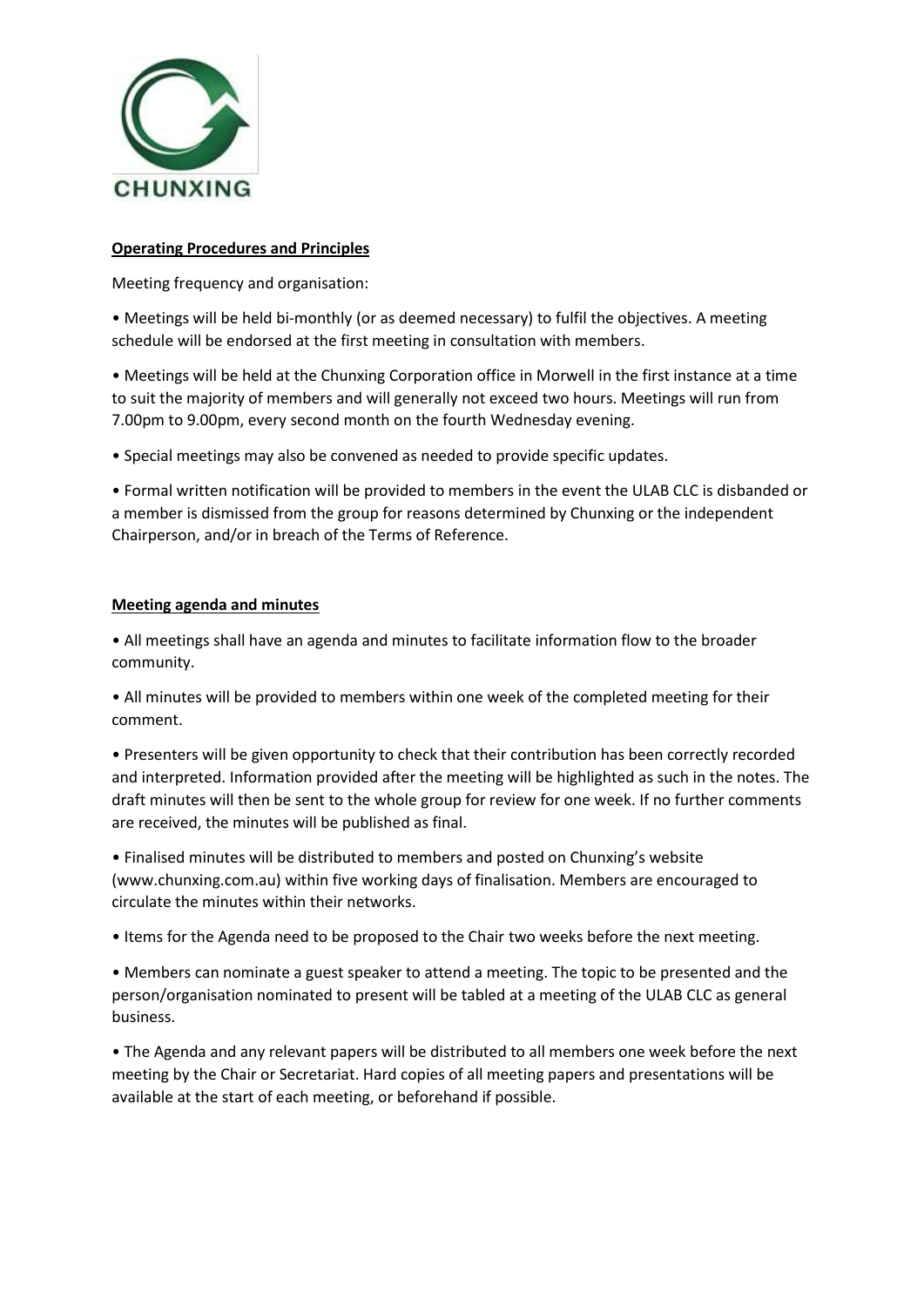CHUNXING

**Operating Procedures and Principles**

Meeting frequency and organisation:

- Meetings will be held bi-monthly (or as deemed necessary) to fulfil the objectives. A meeting schedule will be endorsed at the first meeting in consultation with members.
- Meetings will be held at the Chunxing Corporation office in Morwell in the first instance at a time to suit the majority of members and will generally not exceed two hours. Meetings will run from 7.00pm to 9.00pm, every second month on the fourth Wednesday evening.
- Special meetings may also be convened as needed to provide specific updates.
- Formal written notification will be provided to members in the event the ULAB CLC is disbanded or a member is dismissed from the group for reasons determined by Chunxing or the independent Chairperson, and/or in breach of the Terms of Reference.

**Meeting agenda and minutes**

- All meetings shall have an agenda and minutes to facilitate information flow to the broader community.
- All minutes will be provided to members within one week of the completed meeting for their comment.
- Presenters will be given opportunity to check that their contribution has been correctly recorded and interpreted. Information provided after the meeting will be highlighted as such in the notes. The draft minutes will then be sent to the whole group for review for one week. If no further comments are received, the minutes will be published as final.
- Finalised minutes will be distributed to members and posted on Chunxing's website (www.chunxing.com.au) within five working days of finalisation. Members are encouraged to circulate the minutes within their networks.
- Items for the Agenda need to be proposed to the Chair two weeks before the next meeting.
- Members can nominate a guest speaker to attend a meeting. The topic to be presented and the person/organisation nominated to present will be tabled at a meeting of the ULAB CLC as general business.
- The Agenda and any relevant papers will be distributed to all members one week before the next meeting by the Chair or Secretariat. Hard copies of all meeting papers and presentations will be available at the start of each meeting, or beforehand if possible.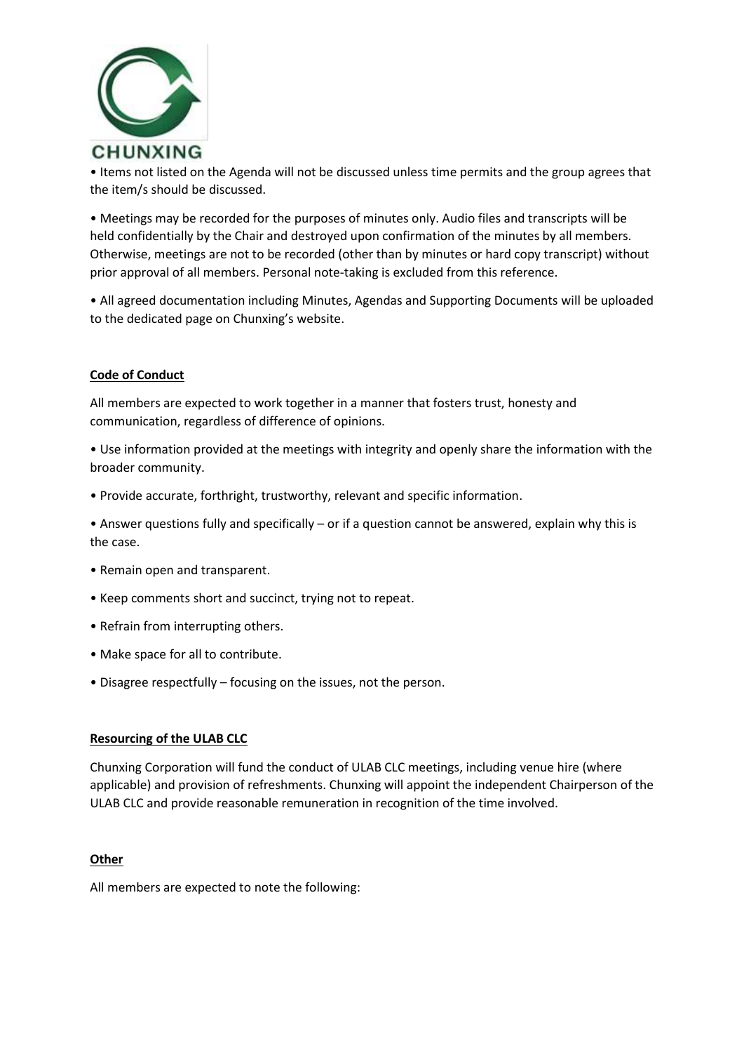• Items not listed on the Agenda will not be discussed unless time permits and the group agrees that the item/s should be discussed.

• Meetings may be recorded for the purposes of minutes only. Audio files and transcripts will be held confidentially by the Chair and destroyed upon confirmation of the minutes by all members. Otherwise, meetings are not to be recorded (other than by minutes or hard copy transcript) without prior approval of all members. Personal note-taking is excluded from this reference.

• All agreed documentation including Minutes, Agendas and Supporting Documents will be uploaded to the dedicated page on Chunxing's website.

**Code of Conduct**

All members are expected to work together in a manner that fosters trust, honesty and communication, regardless of difference of opinions.

• Use information provided at the meetings with integrity and openly share the information with the broader community.

• Provide accurate, forthright, trustworthy, relevant and specific information.

• Answer questions fully and specifically – or if a question cannot be answered, explain why this is the case.

• Remain open and transparent.

• Keep comments short and succinct, trying not to repeat.

• Refrain from interrupting others.

• Make space for all to contribute.

• Disagree respectfully – focusing on the issues, not the person.

**Resourcing of the ULAB CLC**

Chunxing Corporation will fund the conduct of ULAB CLC meetings, including venue hire (where applicable) and provision of refreshments. Chunxing will appoint the independent Chairperson of the ULAB CLC and provide reasonable remuneration in recognition of the time involved.

**Other**

All members are expected to note the following: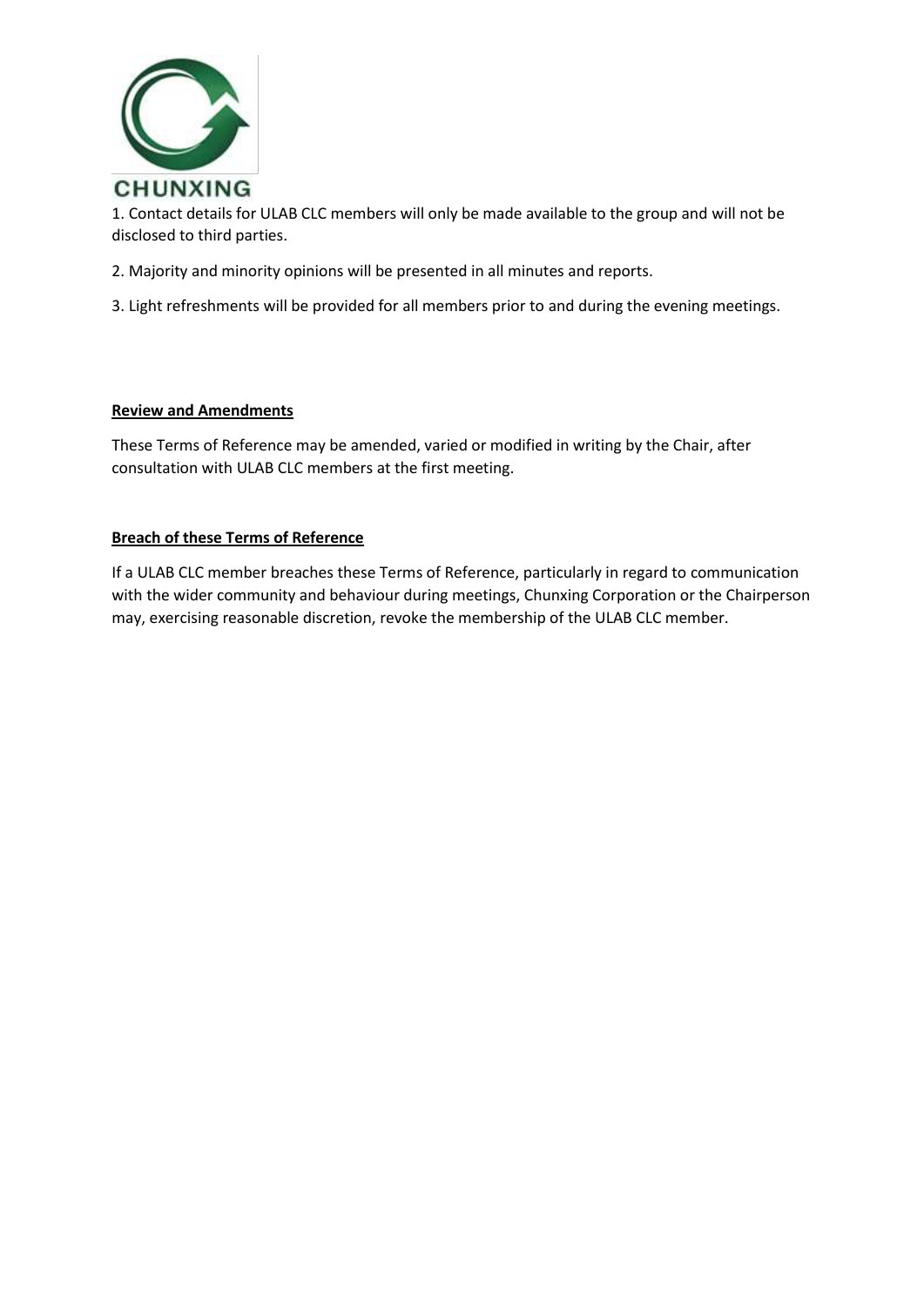CHUNXING

1. Contact details for ULAB CLC members will only be made available to the group and will not be disclosed to third parties.

2. Majority and minority opinions will be presented in all minutes and reports.

3. Light refreshments will be provided for all members prior to and during the evening meetings.

**Review and Amendments**

These Terms of Reference may be amended, varied or modified in writing by the Chair, after consultation with ULAB CLC members at the first meeting.

**Breach of these Terms of Reference**

If a ULAB CLC member breaches these Terms of Reference, particularly in regard to communication with the wider community and behaviour during meetings, Chunxing Corporation or the Chairperson may, exercising reasonable discretion, revoke the membership of the ULAB CLC member.